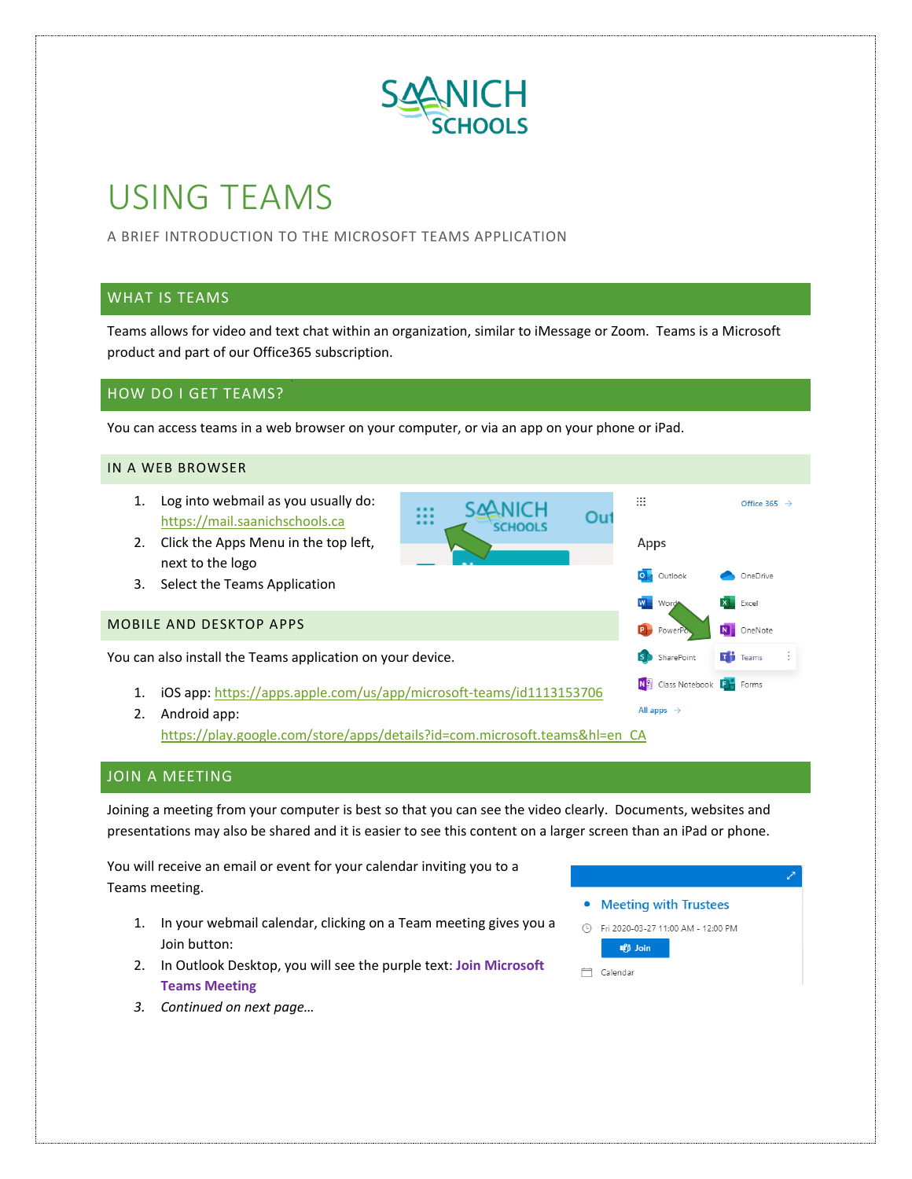# USING TEAMS

A BRIEF INTRODUCTION TO THE MICROSOFT TEAMS APPLICATION

## WHAT IS TEAMS

Teams allows for video and text chat within an organization, similar to iMessage or Zoom. Teams is a Microsoft product and part of our Office365 subscription.

## HOW DO I GET TEAMS?

You can access teams in a web browser on your computer, or via an app on your phone or iPad.

### IN A WEB BROWSER

1. Log into webmail as you usually do: https://mail.saanichschools.ca
2. Click the Apps Menu in the top left, next to the logo
3. Select the Teams Application

### MOBILE AND DESKTOP APPS

You can also install the Teams application on your device.

1. iOS app: https://apps.apple.com/us/app/microsoft-teams/id1113153706
2. Android app: https://play.google.com/store/apps/details?id=com.microsoft.teams&hl=en_CA

## JOIN A MEETING

Joining a meeting from your computer is best so that you can see the video clearly. Documents, websites and presentations may also be shared and it is easier to see this content on a larger screen than an iPad or phone.

You will receive an email or event for your calendar inviting you to a Teams meeting.

1. In your webmail calendar, clicking on a Team meeting gives you a Join button:
2. In Outlook Desktop, you will see the purple text: **Join Microsoft Teams Meeting**
3. *Continued on next page…*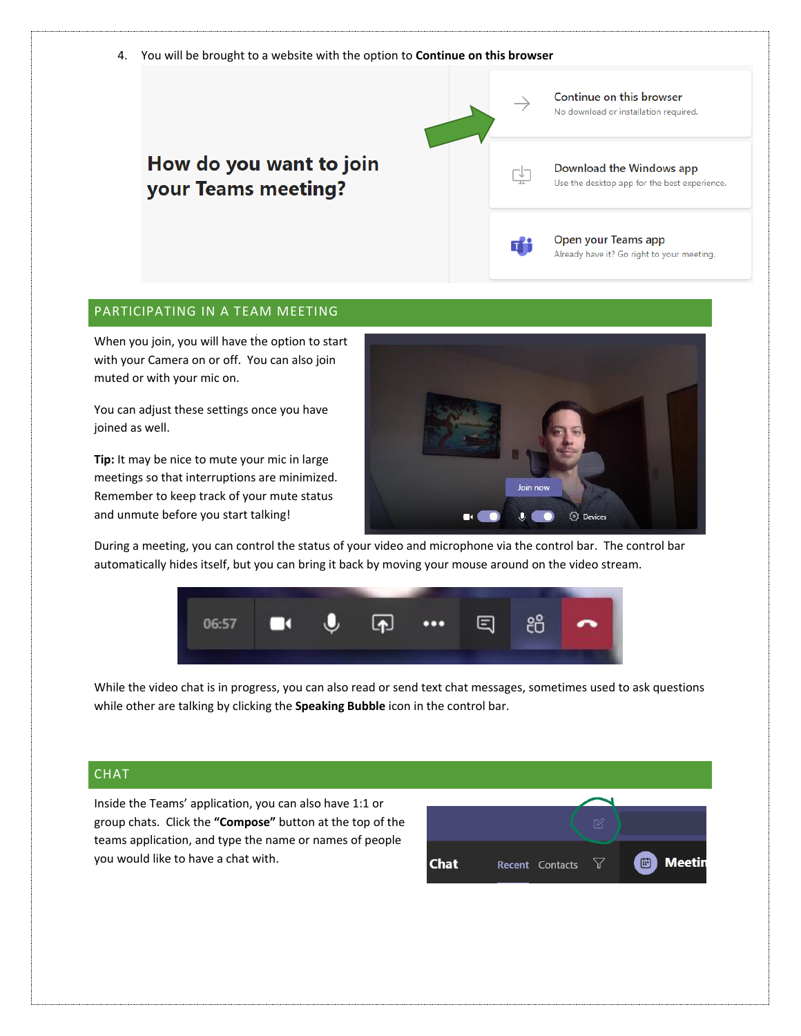4. You will be brought to a website with the option to **Continue on this browser**

How do you want to join your Teams meeting?

Continue on this browser
No download or installation required.

Download the Windows app
Use the desktop app for the best experience.

Open your Teams app
Already have it? Go right to your meeting.

## PARTICIPATING IN A TEAM MEETING

When you join, you will have the option to start with your Camera on or off. You can also join muted or with your mic on.

You can adjust these settings once you have joined as well.

**Tip:** It may be nice to mute your mic in large meetings so that interruptions are minimized. Remember to keep track of your mute status and unmute before you start talking!

Join now

Devices

During a meeting, you can control the status of your video and microphone via the control bar. The control bar automatically hides itself, but you can bring it back by moving your mouse around on the video stream.

06:57

While the video chat is in progress, you can also read or send text chat messages, sometimes used to ask questions while other are talking by clicking the **Speaking Bubble** icon in the control bar.

## CHAT

Inside the Teams' application, you can also have 1:1 or group chats. Click the **"Compose"** button at the top of the teams application, and type the name or names of people you would like to have a chat with.

Chat Recent Contacts Meetin